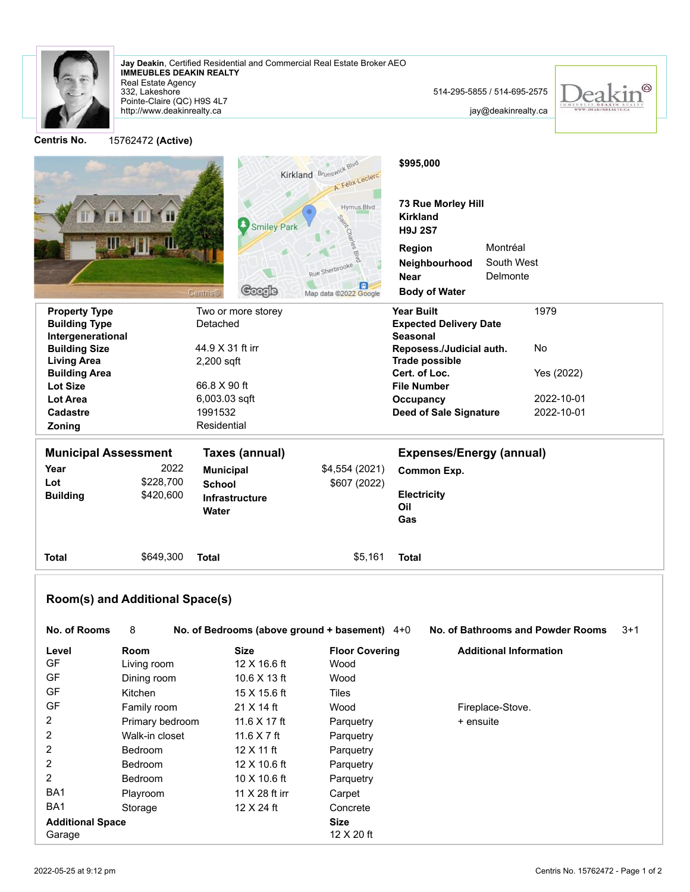**Jay Deakin**, Certified Residential and Commercial Real Estate Broker AEO
**IMMEUBLES DEAKIN REALTY**
Real Estate Agency
332, Lakeshore
Pointe-Claire (QC) H9S 4L7
http://www.deakinrealty.ca

514-295-5855 / 514-695-2575
jay@deakinrealty.ca

**Centris No.** 15762472 **(Active)**

**$995,000**

**73 Rue Morley Hill**
**Kirkland**
**H9J 2S7**

| | |
|---|---|
| **Region** | Montréal |
| **Neighbourhood** | South West |
| **Near** | Delmonte |
| **Body of Water** | |

| | | | |
|---|---|---|---|
| **Property Type** | Two or more storey | **Year Built** | 1979 |
| **Building Type** | Detached | **Expected Delivery Date** | |
| **Intergenerational** | | **Seasonal** | |
| **Building Size** | 44.9 X 31 ft irr | **Reposess./Judicial auth.** | No |
| **Living Area** | 2,200 sqft | **Trade possible** | |
| **Building Area** | | **Cert. of Loc.** | Yes (2022) |
| **Lot Size** | 66.8 X 90 ft | **File Number** | |
| **Lot Area** | 6,003.03 sqft | **Occupancy** | 2022-10-01 |
| **Cadastre** | 1991532 | **Deed of Sale Signature** | 2022-10-01 |
| **Zoning** | Residential | | |

| **Municipal Assessment** | | **Taxes (annual)** | | **Expenses/Energy (annual)** | |
|---|---|---|---|---|---|
| **Year** | 2022 | **Municipal** | $4,554 (2021) | **Common Exp.** | |
| **Lot** | $228,700 | **School** | $607 (2022) | | |
| **Building** | $420,600 | **Infrastructure** | | **Electricity** | |
| | | **Water** | | **Oil** | |
| | | | | **Gas** | |
| **Total** | $649,300 | **Total** | $5,161 | **Total** | |

## Room(s) and Additional Space(s)

**No. of Rooms** 8 | **No. of Bedrooms (above ground + basement)** 4+0 | **No. of Bathrooms and Powder Rooms** 3+1

| Level | Room | Size | Floor Covering | Additional Information |
|---|---|---|---|---|
| GF | Living room | 12 X 16.6 ft | Wood | |
| GF | Dining room | 10.6 X 13 ft | Wood | |
| GF | Kitchen | 15 X 15.6 ft | Tiles | |
| GF | Family room | 21 X 14 ft | Wood | Fireplace-Stove. |
| 2 | Primary bedroom | 11.6 X 17 ft | Parquetry | + ensuite |
| 2 | Walk-in closet | 11.6 X 7 ft | Parquetry | |
| 2 | Bedroom | 12 X 11 ft | Parquetry | |
| 2 | Bedroom | 12 X 10.6 ft | Parquetry | |
| 2 | Bedroom | 10 X 10.6 ft | Parquetry | |
| BA1 | Playroom | 11 X 28 ft irr | Carpet | |
| BA1 | Storage | 12 X 24 ft | Concrete | |

| Additional Space | Size |
|---|---|
| Garage | 12 X 20 ft |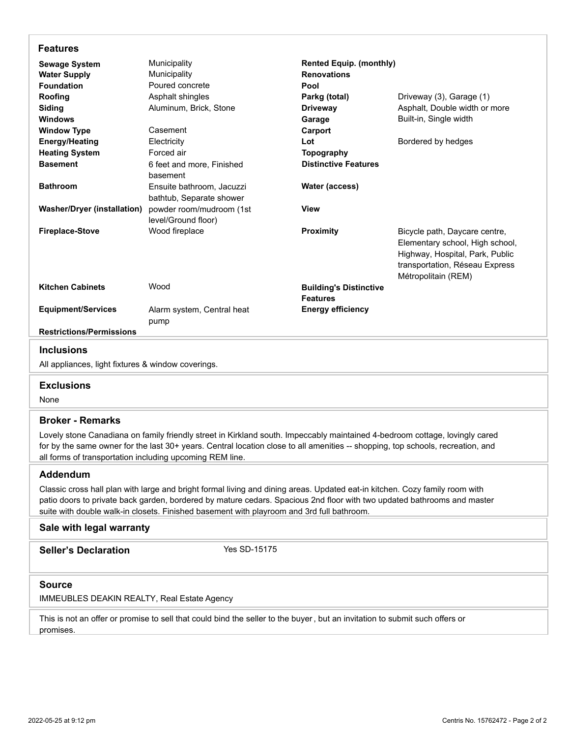## Features

| | | | |
|---|---|---|---|
| **Sewage System** | Municipality | **Rented Equip. (monthly)** | |
| **Water Supply** | Municipality | **Renovations** | |
| **Foundation** | Poured concrete | **Pool** | |
| **Roofing** | Asphalt shingles | **Parkg (total)** | Driveway (3), Garage (1) |
| **Siding** | Aluminum, Brick, Stone | **Driveway** | Asphalt, Double width or more |
| **Windows** | | **Garage** | Built-in, Single width |
| **Window Type** | Casement | **Carport** | |
| **Energy/Heating** | Electricity | **Lot** | Bordered by hedges |
| **Heating System** | Forced air | **Topography** | |
| **Basement** | 6 feet and more, Finished basement | **Distinctive Features** | |
| **Bathroom** | Ensuite bathroom, Jacuzzi bathtub, Separate shower | **Water (access)** | |
| **Washer/Dryer (installation)** | powder room/mudroom (1st level/Ground floor) | **View** | |
| **Fireplace-Stove** | Wood fireplace | **Proximity** | Bicycle path, Daycare centre, Elementary school, High school, Highway, Hospital, Park, Public transportation, Réseau Express Métropolitain (REM) |
| **Kitchen Cabinets** | Wood | **Building's Distinctive Features** | |
| **Equipment/Services** | Alarm system, Central heat pump | **Energy efficiency** | |
| **Restrictions/Permissions** | | | |

## Inclusions

All appliances, light fixtures & window coverings.

## Exclusions

None

## Broker - Remarks

Lovely stone Canadiana on family friendly street in Kirkland south. Impeccably maintained 4-bedroom cottage, lovingly cared for by the same owner for the last 30+ years. Central location close to all amenities -- shopping, top schools, recreation, and all forms of transportation including upcoming REM line.

## Addendum

Classic cross hall plan with large and bright formal living and dining areas. Updated eat-in kitchen. Cozy family room with patio doors to private back garden, bordered by mature cedars. Spacious 2nd floor with two updated bathrooms and master suite with double walk-in closets. Finished basement with playroom and 3rd full bathroom.

## Sale with legal warranty

**Seller's Declaration** Yes SD-15175

## Source

IMMEUBLES DEAKIN REALTY, Real Estate Agency

This is not an offer or promise to sell that could bind the seller to the buyer , but an invitation to submit such offers or promises.